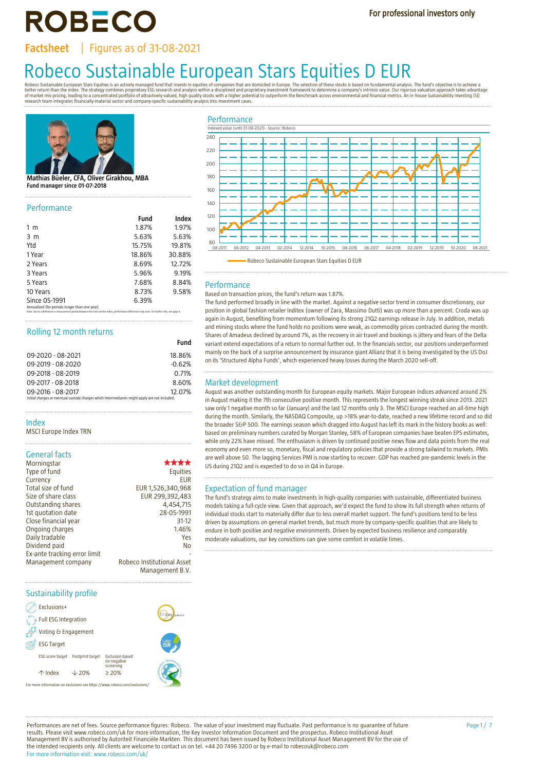# ROBECO

For professional investors only

**Factsheet** | Figures as of 31-08-2021

# Robeco Sustainable European Stars Equities D EUR

Robeco Sustainable European Stars Equities is an actively managed fund that invests in equities of companies that are domiciled in Europe. The selection of these stocks is based on fundamental analysis. The fund's objective is to achieve a better return than the index. The strategy combines proprietary ESG research and analysis within a disciplined and proprietary investment framework to determine a company's intrinsic value. Our rigorous valuation approach takes advantage of market mis-pricing, leading to a concentrated portfolio of attractively-valued, high quality stocks with a higher potential to outperform the Benchmark across environmental and financial metrics. An in-house Sustainability Investing (SI) research team integrates financially-material sector and company-specific sustainability analysis into investment cases.

**Mathias Büeler, CFA, Oliver Girakhou, MBA**
**Fund manager since 01-07-2018**

## Performance

| | Fund | Index |
|---|---|---|
| 1 m | 1.87% | 1.97% |
| 3 m | 5.63% | 5.63% |
| Ytd | 15.75% | 19.81% |
| 1 Year | 18.86% | 30.88% |
| 2 Years | 8.69% | 12.72% |
| 3 Years | 5.96% | 9.19% |
| 5 Years | 7.68% | 8.84% |
| 10 Years | 8.73% | 9.58% |
| Since 05-1991 | 6.39% | |

Annualized (for periods longer than one year)
Note: due to a difference in measurement period between the fund and the index, performance differences may arise. For further info, see page 4.

## Rolling 12 month returns

| | Fund |
|---|---|
| 09-2020 - 08-2021 | 18.86% |
| 09-2019 - 08-2020 | -0.62% |
| 09-2018 - 08-2019 | 0.71% |
| 09-2017 - 08-2018 | 8.60% |
| 09-2016 - 08-2017 | 12.07% |

Initial charges or eventual custody charges which intermediaries might apply are not included.

## Index

MSCI Europe Index TRN

## General facts

| | |
|---|---|
| Morningstar | ★★★★ |
| Type of fund | Equities |
| Currency | EUR |
| Total size of fund | EUR 1,526,340,968 |
| Size of share class | EUR 299,392,483 |
| Outstanding shares | 4,454,715 |
| 1st quotation date | 28-05-1991 |
| Close financial year | 31-12 |
| Ongoing charges | 1.46% |
| Daily tradable | Yes |
| Dividend paid | No |
| Ex-ante tracking error limit | - |
| Management company | Robeco Institutional Asset Management B.V. |

## Sustainability profile

- Exclusions+
- Full ESG Integration
- Voting & Engagement
- ESG Target

| ESG score target | Footprint target | Exclusion based on negative screening |
|---|---|---|
| ↑ Index | ↓ 20% | ≥ 20% |

For more information on exclusions see https://www.robeco.com/exclusions/

## Performance

Indexed value (until 31-08-2021) - Source: Robeco

Robeco Sustainable European Stars Equities D EUR

## Performance

Based on transaction prices, the fund's return was 1.87%.

The fund performed broadly in line with the market. Against a negative sector trend in consumer discretionary, our position in global fashion retailer Inditex (owner of Zara, Massimo Dutti) was up more than a percent. Croda was up again in August, benefiting from momentum following its strong 21Q2 earnings release in July. In addition, metals and mining stocks where the fund holds no positions were weak, as commodity prices contracted during the month. Shares of Amadeus declined by around 7%, as the recovery in air travel and bookings is jittery and fears of the Delta variant extend expectations of a return to normal further out. In the financials sector, our positions underperformed mainly on the back of a surprise announcement by insurance giant Allianz that it is being investigated by the US DoJ on its 'Structured Alpha Funds', which experienced heavy losses during the March 2020 sell-off.

## Market development

August was another outstanding month for European equity markets. Major European indices advanced around 2% in August making it the 7th consecutive positive month. This represents the longest winning streak since 2013. 2021 saw only 1 negative month so far (January) and the last 12 months only 3. The MSCI Europe reached an all-time high during the month. Similarly, the NASDAQ Composite, up >18% year-to-date, reached a new lifetime record and so did the broader S&P 500. The earnings season which dragged into August has left its mark in the history books as well: based on preliminary numbers curated by Morgan Stanley, 58% of European companies have beaten EPS estimates, while only 22% have missed. The enthusiasm is driven by continued positive news flow and data points from the real economy and even more so, monetary, fiscal and regulatory policies that provide a strong tailwind to markets. PMIs are well above 50. The lagging Services PMI is now starting to recover. GDP has reached pre-pandemic levels in the US during 21Q2 and is expected to do so in Q4 in Europe.

## Expectation of fund manager

The fund's strategy aims to make investments in high-quality companies with sustainable, differentiated business models taking a full-cycle view. Given that approach, we'd expect the fund to show its full strength when returns of individual stocks start to materially differ due to less overall market support. The fund's positions tend to be less driven by assumptions on general market trends, but much more by company-specific qualities that are likely to endure in both positive and negative environments. Driven by expected business resilience and comparably moderate valuations, our key convictions can give some comfort in volatile times.

Performances are net of fees. Source performance figures: Robeco. The value of your investment may fluctuate. Past performance is no guarantee of future results. Please visit www.robeco.com/uk for more information, the Key Investor Information Document and the prospectus. Robeco Institutional Asset Management BV is authorised by Autoriteit Financiële Markten. This document has been issued by Robeco Institutional Asset Management BV for the use of the intended recipients only. All clients are welcome to contact us on tel. +44 20 7496 3200 or by e-mail to robecouk@robeco.com
For more information visit: www.robeco.com/uk/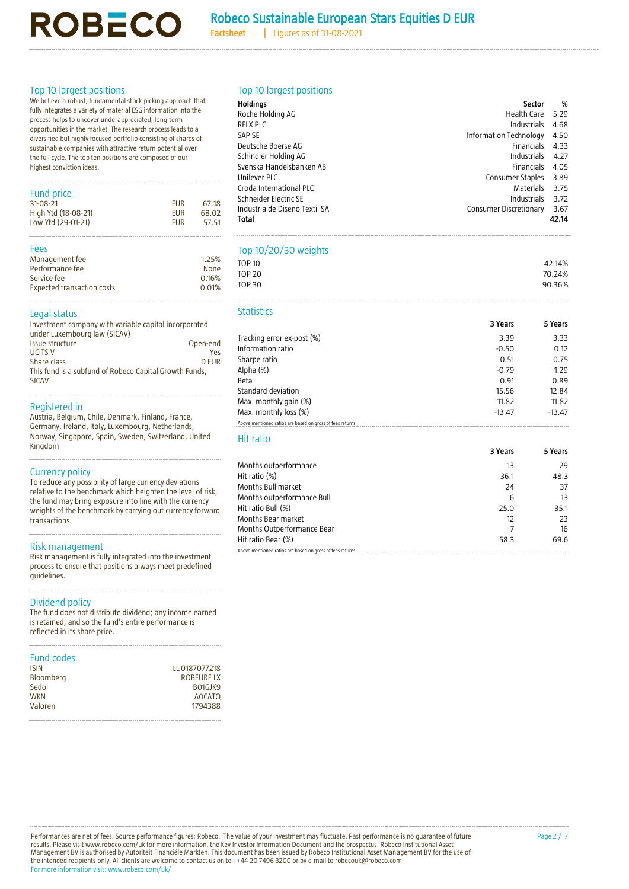# Robeco Sustainable European Stars Equities D EUR

Factsheet | Figures as of 31-08-2021

## Top 10 largest positions

We believe a robust, fundamental stock-picking approach that fully integrates a variety of material ESG information into the process helps to uncover underappreciated, long-term opportunities in the market. The research process leads to a diversified but highly focused portfolio consisting of shares of sustainable companies with attractive return potential over the full cycle. The top ten positions are composed of our highest conviction ideas.

## Fund price

| | | |
|---|---|---|
| 31-08-21 | EUR | 67.18 |
| High Ytd (18-08-21) | EUR | 68.02 |
| Low Ytd (29-01-21) | EUR | 57.51 |

## Fees

| | |
|---|---|
| Management fee | 1.25% |
| Performance fee | None |
| Service fee | 0.16% |
| Expected transaction costs | 0.01% |

## Legal status

Investment company with variable capital incorporated under Luxembourg law (SICAV)

| | |
|---|---|
| Issue structure | Open-end |
| UCITS V | Yes |
| Share class | D EUR |

This fund is a subfund of Robeco Capital Growth Funds, SICAV

## Registered in

Austria, Belgium, Chile, Denmark, Finland, France, Germany, Ireland, Italy, Luxembourg, Netherlands, Norway, Singapore, Spain, Sweden, Switzerland, United Kingdom

## Currency policy

To reduce any possibility of large currency deviations relative to the benchmark which heighten the level of risk, the fund may bring exposure into line with the currency weights of the benchmark by carrying out currency forward transactions.

## Risk management

Risk management is fully integrated into the investment process to ensure that positions always meet predefined guidelines.

## Dividend policy

The fund does not distribute dividend; any income earned is retained, and so the fund's entire performance is reflected in its share price.

## Fund codes

| | |
|---|---|
| ISIN | LU0187077218 |
| Bloomberg | ROBEURE LX |
| Sedol | B01GJK9 |
| WKN | A0CATQ |
| Valoren | 1794388 |

## Top 10 largest positions

| Holdings | Sector | % |
|---|---|---|
| Roche Holding AG | Health Care | 5.29 |
| RELX PLC | Industrials | 4.68 |
| SAP SE | Information Technology | 4.50 |
| Deutsche Boerse AG | Financials | 4.33 |
| Schindler Holding AG | Industrials | 4.27 |
| Svenska Handelsbanken AB | Financials | 4.05 |
| Unilever PLC | Consumer Staples | 3.89 |
| Croda International PLC | Materials | 3.75 |
| Schneider Electric SE | Industrials | 3.72 |
| Industria de Diseno Textil SA | Consumer Discretionary | 3.67 |
| **Total** | | **42.14** |

## Top 10/20/30 weights

| | |
|---|---|
| TOP 10 | 42.14% |
| TOP 20 | 70.24% |
| TOP 30 | 90.36% |

## Statistics

| | 3 Years | 5 Years |
|---|---|---|
| Tracking error ex-post (%) | 3.39 | 3.33 |
| Information ratio | -0.50 | 0.12 |
| Sharpe ratio | 0.51 | 0.75 |
| Alpha (%) | -0.79 | 1.29 |
| Beta | 0.91 | 0.89 |
| Standard deviation | 15.56 | 12.84 |
| Max. monthly gain (%) | 11.82 | 11.82 |
| Max. monthly loss (%) | -13.47 | -13.47 |

Above mentioned ratios are based on gross of fees returns

## Hit ratio

| | 3 Years | 5 Years |
|---|---|---|
| Months outperformance | 13 | 29 |
| Hit ratio (%) | 36.1 | 48.3 |
| Months Bull market | 24 | 37 |
| Months outperformance Bull | 6 | 13 |
| Hit ratio Bull (%) | 25.0 | 35.1 |
| Months Bear market | 12 | 23 |
| Months Outperformance Bear | 7 | 16 |
| Hit ratio Bear (%) | 58.3 | 69.6 |

Above mentioned ratios are based on gross of fees returns.

Performances are net of fees. Source performance figures: Robeco. The value of your investment may fluctuate. Past performance is no guarantee of future results. Please visit www.robeco.com/uk for more information, the Key Investor Information Document and the prospectus. Robeco Institutional Asset Management BV is authorised by Autoriteit Financiële Markten. This document has been issued by Robeco Institutional Asset Management BV for the use of the intended recipients only. All clients are welcome to contact us on tel. +44 20 7496 3200 or by e-mail to robecouk@robeco.com

For more information visit: www.robeco.com/uk/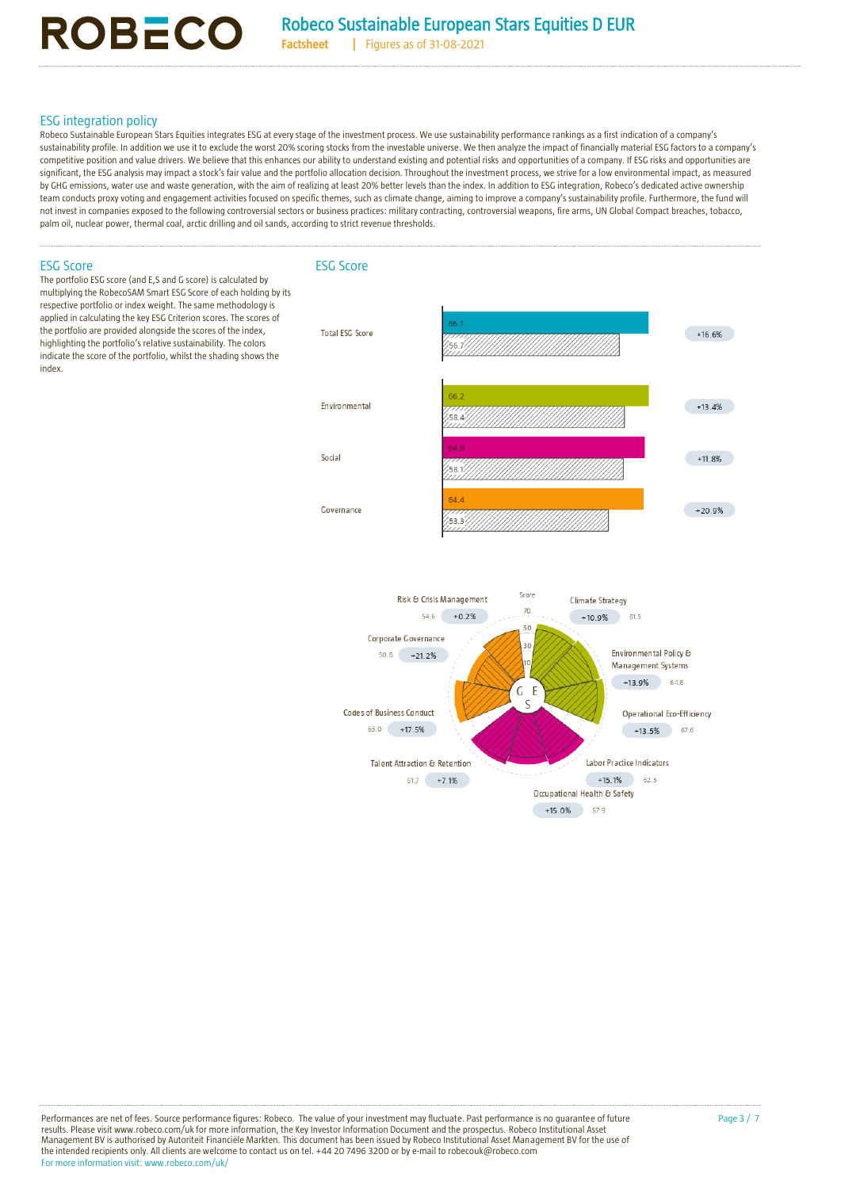## ESG integration policy

Robeco Sustainable European Stars Equities integrates ESG at every stage of the investment process. We use sustainability performance rankings as a first indication of a company's sustainability profile. In addition we use it to exclude the worst 20% scoring stocks from the investable universe. We then analyze the impact of financially material ESG factors to a company's competitive position and value drivers. We believe that this enhances our ability to understand existing and potential risks and opportunities of a company. If ESG risks and opportunities are significant, the ESG analysis may impact a stock's fair value and the portfolio allocation decision. Throughout the investment process, we strive for a low environmental impact, as measured by GHG emissions, water use and waste generation, with the aim of realizing at least 20% better levels than the index. In addition to ESG integration, Robeco's dedicated active ownership team conducts proxy voting and engagement activities focused on specific themes, such as climate change, aiming to improve a company's sustainability profile. Furthermore, the fund will not invest in companies exposed to the following controversial sectors or business practices: military contracting, controversial weapons, fire arms, UN Global Compact breaches, tobacco, palm oil, nuclear power, thermal coal, arctic drilling and oil sands, according to strict revenue thresholds.

## ESG Score

The portfolio ESG score (and E,S and G score) is calculated by multiplying the RobecoSAM Smart ESG Score of each holding by its respective portfolio or index weight. The same methodology is applied in calculating the key ESG Criterion scores. The scores of the portfolio are provided alongside the scores of the index, highlighting the portfolio's relative sustainability. The colors indicate the score of the portfolio, whilst the shading shows the index.

## ESG Score

| | Portfolio | Index | Difference |
|---|---|---|---|
| Total ESG Score | 66.1 | 56.7 | +16.6% |
| Environmental | 66.2 | 58.4 | +13.4% |
| Social | 64.9 | 58.1 | +11.8% |
| Governance | 64.4 | 53.3 | +20.9% |

| Criterion | Score | Difference |
|---|---|---|
| Risk & Crisis Management | 54.6 | +0.2% |
| Climate Strategy | 61.5 | +10.9% |
| Corporate Governance | 50.6 | +21.2% |
| Environmental Policy & Management Systems | 64.6 | +13.9% |
| Codes of Business Conduct | 63.0 | +17.5% |
| Operational Eco-Efficiency | 67.6 | +13.5% |
| Talent Attraction & Retention | 61.7 | +7.1% |
| Labor Practice Indicators | 62.5 | +15.1% |
| Occupational Health & Safety | 57.9 | +15.0% |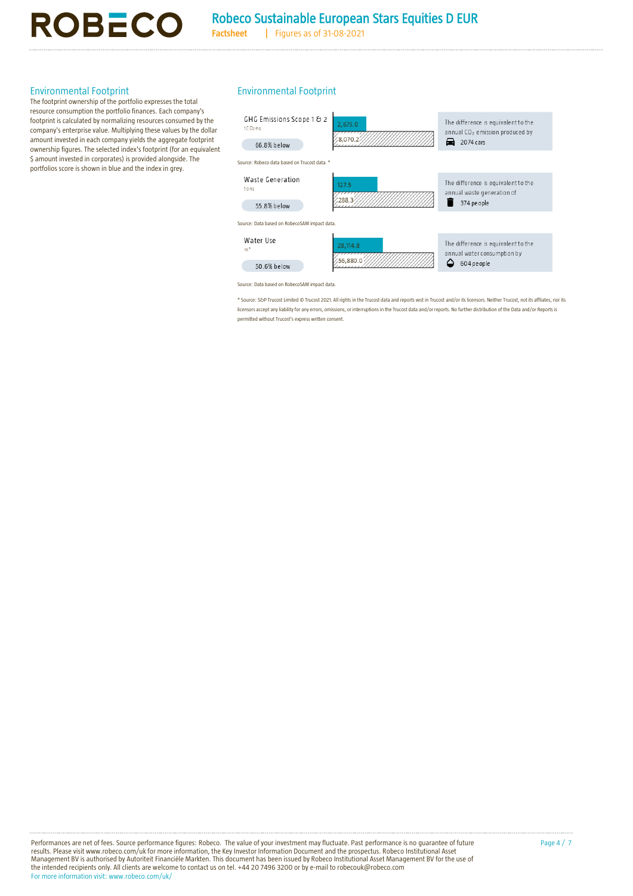## Environmental Footprint

The footprint ownership of the portfolio expresses the total resource consumption the portfolio finances. Each company's footprint is calculated by normalizing resources consumed by the company's enterprise value. Multiplying these values by the dollar amount invested in each company yields the aggregate footprint ownership figures. The selected index's footprint (for an equivalent $ amount invested in corporates) is provided alongside. The portfolios score is shown in blue and the index in grey.

## Environmental Footprint

| Metric | Unit | Portfolio | Index | Difference | Equivalent |
|---|---|---|---|---|---|
| GHG Emissions Scope 1 & 2 | $tCO_2eq$ | 2,679.0 | 8,070.2 | 66.8% below | The difference is equivalent to the annual $CO_2$ emission produced by 2074 cars |
| Waste Generation | tons | 127.5 | 288.3 | 55.8% below | The difference is equivalent to the annual waste generation of 374 people |
| Water Use | $m^3$ | 28,114.8 | 56,880.0 | 50.6% below | The difference is equivalent to the annual water consumption by 604 people |

Source (GHG Emissions Scope 1 & 2): Robeco data based on Trucost data. *

Source (Waste Generation): Data based on RobecoSAM impact data.

Source (Water Use): Data based on RobecoSAM impact data.

* Source: S&P Trucost Limited © Trucost 2021. All rights in the Trucost data and reports vest in Trucost and/or its licensors. Neither Trucost, not its affiliates, nor its licensors accept any liability for any errors, omissions, or interruptions in the Trucost data and/or reports. No further distribution of the Data and/or Reports is permitted without Trucost's express written consent.

Performances are net of fees. Source performance figures: Robeco. The value of your investment may fluctuate. Past performance is no guarantee of future results. Please visit www.robeco.com/uk for more information, the Key Investor Information Document and the prospectus. Robeco Institutional Asset Management BV is authorised by Autoriteit Financiële Markten. This document has been issued by Robeco Institutional Asset Management BV for the use of the intended recipients only. All clients are welcome to contact us on tel. +44 20 7496 3200 or by e-mail to robecouk@robeco.com

For more information visit: www.robeco.com/uk/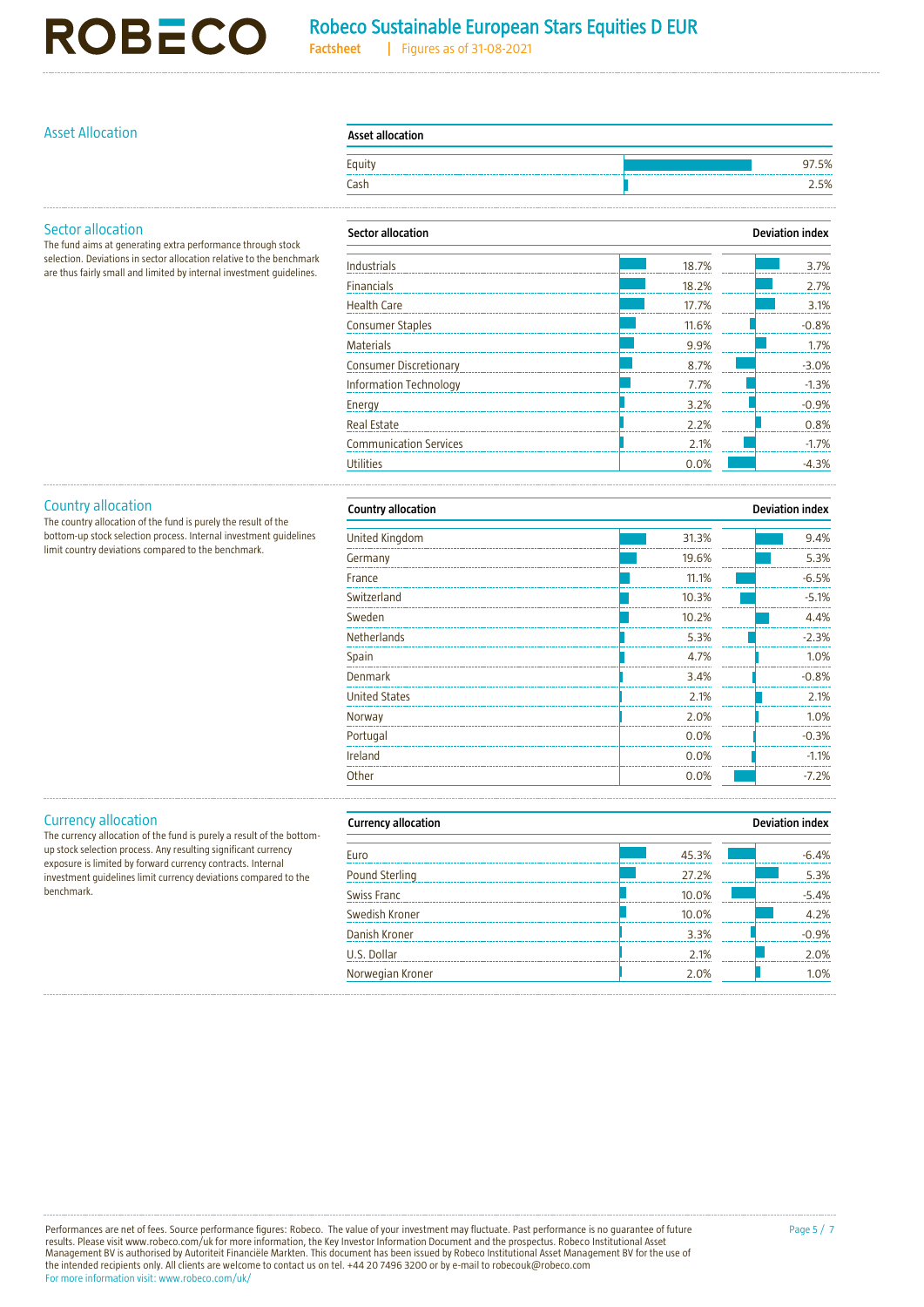## Asset Allocation

| Asset allocation | |
|---|---|
| Equity | 97.5% |
| Cash | 2.5% |

## Sector allocation

The fund aims at generating extra performance through stock selection. Deviations in sector allocation relative to the benchmark are thus fairly small and limited by internal investment guidelines.

| Sector allocation | | Deviation index |
|---|---|---|
| Industrials | 18.7% | 3.7% |
| Financials | 18.2% | 2.7% |
| Health Care | 17.7% | 3.1% |
| Consumer Staples | 11.6% | -0.8% |
| Materials | 9.9% | 1.7% |
| Consumer Discretionary | 8.7% | -3.0% |
| Information Technology | 7.7% | -1.3% |
| Energy | 3.2% | -0.9% |
| Real Estate | 2.2% | 0.8% |
| Communication Services | 2.1% | -1.7% |
| Utilities | 0.0% | -4.3% |

## Country allocation

The country allocation of the fund is purely the result of the bottom-up stock selection process. Internal investment guidelines limit country deviations compared to the benchmark.

| Country allocation | | Deviation index |
|---|---|---|
| United Kingdom | 31.3% | 9.4% |
| Germany | 19.6% | 5.3% |
| France | 11.1% | -6.5% |
| Switzerland | 10.3% | -5.1% |
| Sweden | 10.2% | 4.4% |
| Netherlands | 5.3% | -2.3% |
| Spain | 4.7% | 1.0% |
| Denmark | 3.4% | -0.8% |
| United States | 2.1% | 2.1% |
| Norway | 2.0% | 1.0% |
| Portugal | 0.0% | -0.3% |
| Ireland | 0.0% | -1.1% |
| Other | 0.0% | -7.2% |

## Currency allocation

The currency allocation of the fund is purely a result of the bottom-up stock selection process. Any resulting significant currency exposure is limited by forward currency contracts. Internal investment guidelines limit currency deviations compared to the benchmark.

| Currency allocation | | Deviation index |
|---|---|---|
| Euro | 45.3% | -6.4% |
| Pound Sterling | 27.2% | 5.3% |
| Swiss Franc | 10.0% | -5.4% |
| Swedish Kroner | 10.0% | 4.2% |
| Danish Kroner | 3.3% | -0.9% |
| U.S. Dollar | 2.1% | 2.0% |
| Norwegian Kroner | 2.0% | 1.0% |

Performances are net of fees. Source performance figures: Robeco. The value of your investment may fluctuate. Past performance is no guarantee of future results. Please visit www.robeco.com/uk for more information, the Key Investor Information Document and the prospectus. Robeco Institutional Asset Management BV is authorised by Autoriteit Financiële Markten. This document has been issued by Robeco Institutional Asset Management BV for the use of the intended recipients only. All clients are welcome to contact us on tel. +44 20 7496 3200 or by e-mail to robecouk@robeco.com

For more information visit: www.robeco.com/uk/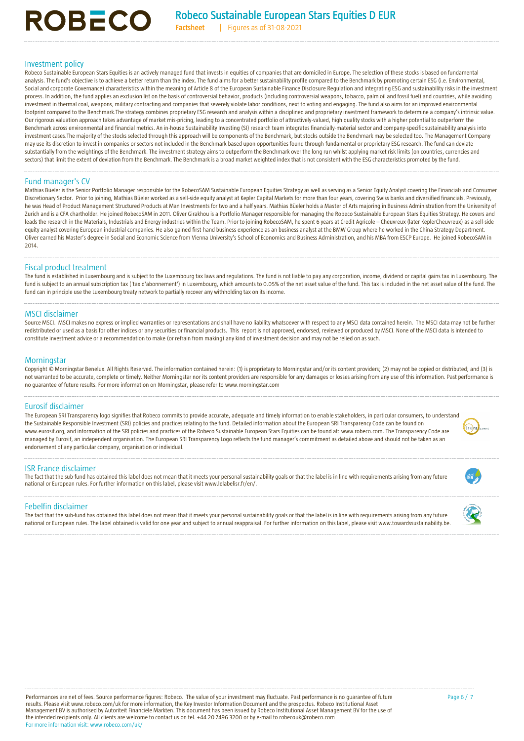## Investment policy

Robeco Sustainable European Stars Equities is an actively managed fund that invests in equities of companies that are domiciled in Europe. The selection of these stocks is based on fundamental analysis. The fund's objective is to achieve a better return than the index. The fund aims for a better sustainability profile compared to the Benchmark by promoting certain ESG (i.e. Environmental, Social and corporate Governance) characteristics within the meaning of Article 8 of the European Sustainable Finance Disclosure Regulation and integrating ESG and sustainability risks in the investment process. In addition, the fund applies an exclusion list on the basis of controversial behavior, products (including controversial weapons, tobacco, palm oil and fossil fuel) and countries, while avoiding investment in thermal coal, weapons, military contracting and companies that severely violate labor conditions, next to voting and engaging. The fund also aims for an improved environmental footprint compared to the Benchmark.The strategy combines proprietary ESG research and analysis within a disciplined and proprietary investment framework to determine a company's intrinsic value. Our rigorous valuation approach takes advantage of market mis-pricing, leading to a concentrated portfolio of attractively-valued, high quality stocks with a higher potential to outperform the Benchmark across environmental and financial metrics. An in-house Sustainability Investing (SI) research team integrates financially-material sector and company-specific sustainability analysis into investment cases.The majority of the stocks selected through this approach will be components of the Benchmark, but stocks outside the Benchmark may be selected too. The Management Company may use its discretion to invest in companies or sectors not included in the Benchmark based upon opportunities found through fundamental or proprietary ESG research. The fund can deviate substantially from the weightings of the Benchmark. The investment strategy aims to outperform the Benchmark over the long run whilst applying market risk limits (on countries, currencies and sectors) that limit the extent of deviation from the Benchmark. The Benchmark is a broad market weighted index that is not consistent with the ESG characteristics promoted by the fund.

## Fund manager's CV

Mathias Büeler is the Senior Portfolio Manager responsible for the RobecoSAM Sustainable European Equities Strategy as well as serving as a Senior Equity Analyst covering the Financials and Consumer Discretionary Sector. Prior to joining, Mathias Büeler worked as a sell-side equity analyst at Kepler Capital Markets for more than four years, covering Swiss banks and diversified financials. Previously, he was Head of Product Management Structured Products at Man Investments for two and a half years. Mathias Büeler holds a Master of Arts majoring in Business Administration from the University of Zurich and is a CFA charterholder. He joined RobecoSAM in 2011. Oliver Girakhou is a Portfolio Manager responsible for managing the Robeco Sustainable European Stars Equities Strategy. He covers and leads the research in the Materials, Industrials and Energy industries within the Team. Prior to joining RobecoSAM, he spent 6 years at Credit Agricole – Cheuvreux (later KeplerCheuvreux) as a sell-side equity analyst covering European industrial companies. He also gained first-hand business experience as an business analyst at the BMW Group where he worked in the China Strategy Department. Oliver earned his Master's degree in Social and Economic Science from Vienna University's School of Economics and Business Administration, and his MBA from ESCP Europe. He joined RobecoSAM in 2014.

## Fiscal product treatment

The fund is established in Luxembourg and is subject to the Luxembourg tax laws and regulations. The fund is not liable to pay any corporation, income, dividend or capital gains tax in Luxembourg. The fund is subject to an annual subscription tax ('taxe d'abonnement') in Luxembourg, which amounts to 0.05% of the net asset value of the fund. This tax is included in the net asset value of the fund. The fund can in principle use the Luxembourg treaty network to partially recover any withholding tax on its income.

## MSCI disclaimer

Source MSCI. MSCI makes no express or implied warranties or representations and shall have no liability whatsoever with respect to any MSCI data contained herein. The MSCI data may not be further redistributed or used as a basis for other indices or any securities or financial products. This report is not approved, endorsed, reviewed or produced by MSCI. None of the MSCI data is intended to constitute investment advice or a recommendation to make (or refrain from making) any kind of investment decision and may not be relied on as such.

## Morningstar

Copyright © Morningstar Benelux. All Rights Reserved. The information contained herein: (1) is proprietary to Morningstar and/or its content providers; (2) may not be copied or distributed; and (3) is not warranted to be accurate, complete or timely. Neither Morningstar nor its content providers are responsible for any damages or losses arising from any use of this information. Past performance is no guarantee of future results. For more information on Morningstar, please refer to www.morningstar.com

## Eurosif disclaimer

The European SRI Transparency logo signifies that Robeco commits to provide accurate, adequate and timely information to enable stakeholders, in particular consumers, to understand the Sustainable Responsible Investment (SRI) policies and practices relating to the fund. Detailed information about the European SRI Transparency Code can be found on www.eurosif.org, and information of the SRI policies and practices of the Robeco Sustainable European Stars Equities can be found at: www.robeco.com. The Transparency Code are managed by Eurosif, an independent organisation. The European SRI Transparency Logo reflects the fund manager's commitment as detailed above and should not be taken as an endorsement of any particular company, organisation or individual.

## ISR France disclaimer

The fact that the sub-fund has obtained this label does not mean that it meets your personal sustainability goals or that the label is in line with requirements arising from any future national or European rules. For further information on this label, please visit www.lelabelisr.fr/en/.

## Febelfin disclaimer

The fact that the sub-fund has obtained this label does not mean that it meets your personal sustainability goals or that the label is in line with requirements arising from any future national or European rules. The label obtained is valid for one year and subject to annual reappraisal. For further information on this label, please visit www.towardssustainability.be.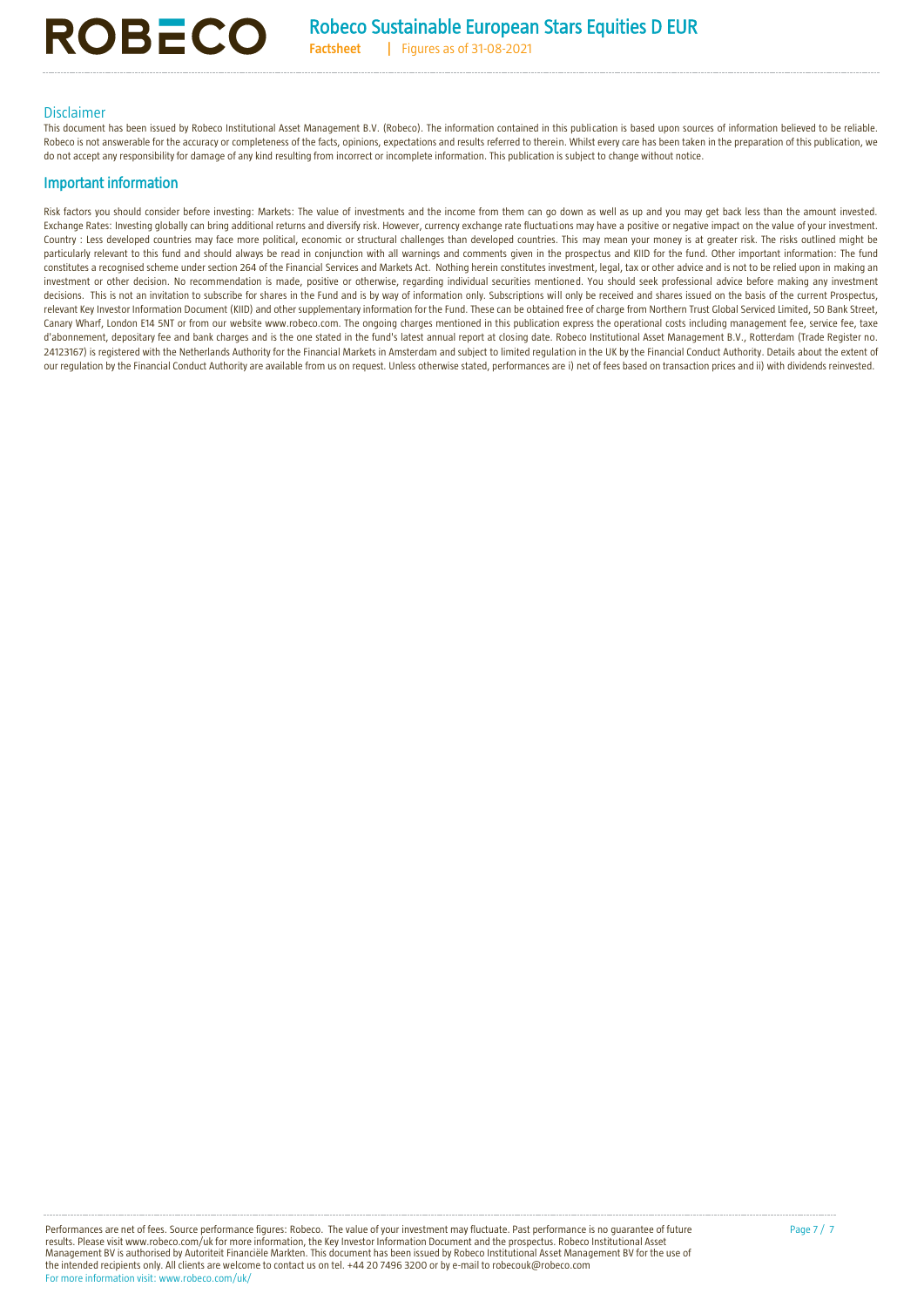## Disclaimer

This document has been issued by Robeco Institutional Asset Management B.V. (Robeco). The information contained in this publication is based upon sources of information believed to be reliable. Robeco is not answerable for the accuracy or completeness of the facts, opinions, expectations and results referred to therein. Whilst every care has been taken in the preparation of this publication, we do not accept any responsibility for damage of any kind resulting from incorrect or incomplete information. This publication is subject to change without notice.

## Important information

Risk factors you should consider before investing: Markets: The value of investments and the income from them can go down as well as up and you may get back less than the amount invested. Exchange Rates: Investing globally can bring additional returns and diversify risk. However, currency exchange rate fluctuations may have a positive or negative impact on the value of your investment. Country : Less developed countries may face more political, economic or structural challenges than developed countries. This may mean your money is at greater risk. The risks outlined might be particularly relevant to this fund and should always be read in conjunction with all warnings and comments given in the prospectus and KIID for the fund. Other important information: The fund constitutes a recognised scheme under section 264 of the Financial Services and Markets Act. Nothing herein constitutes investment, legal, tax or other advice and is not to be relied upon in making an investment or other decision. No recommendation is made, positive or otherwise, regarding individual securities mentioned. You should seek professional advice before making any investment decisions. This is not an invitation to subscribe for shares in the Fund and is by way of information only. Subscriptions will only be received and shares issued on the basis of the current Prospectus, relevant Key Investor Information Document (KIID) and other supplementary information for the Fund. These can be obtained free of charge from Northern Trust Global Serviced Limited, 50 Bank Street, Canary Wharf, London E14 5NT or from our website www.robeco.com. The ongoing charges mentioned in this publication express the operational costs including management fee, service fee, taxe d'abonnement, depositary fee and bank charges and is the one stated in the fund's latest annual report at closing date. Robeco Institutional Asset Management B.V., Rotterdam (Trade Register no. 24123167) is registered with the Netherlands Authority for the Financial Markets in Amsterdam and subject to limited regulation in the UK by the Financial Conduct Authority. Details about the extent of our regulation by the Financial Conduct Authority are available from us on request. Unless otherwise stated, performances are i) net of fees based on transaction prices and ii) with dividends reinvested.